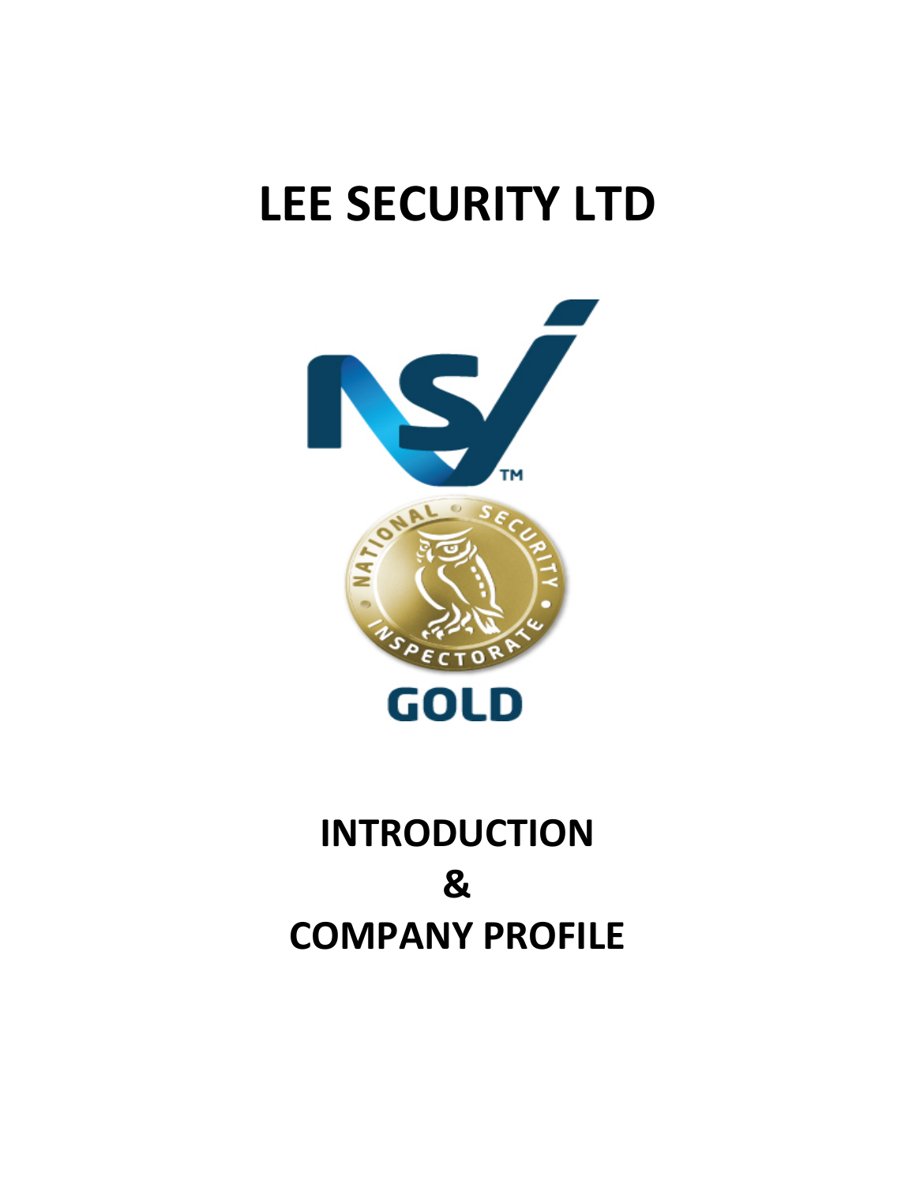# LEE SECURITY LTD

GOLD

# INTRODUCTION
# &
# COMPANY PROFILE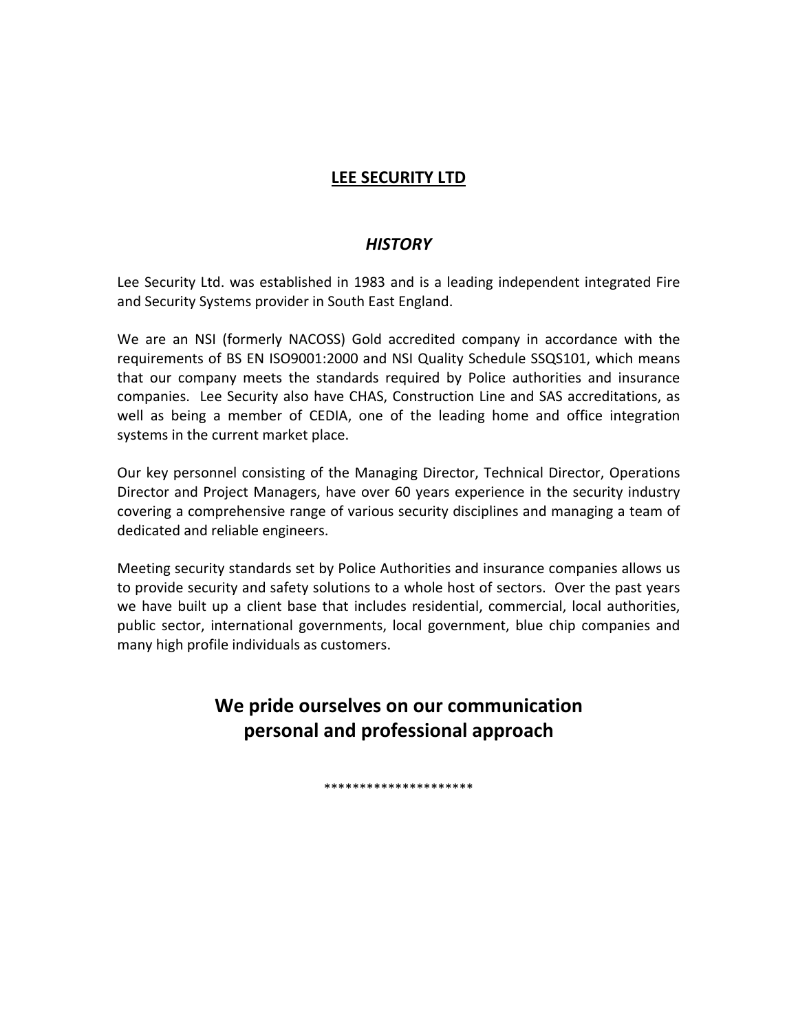# LEE SECURITY LTD

## *HISTORY*

Lee Security Ltd. was established in 1983 and is a leading independent integrated Fire and Security Systems provider in South East England.

We are an NSI (formerly NACOSS) Gold accredited company in accordance with the requirements of BS EN ISO9001:2000 and NSI Quality Schedule SSQS101, which means that our company meets the standards required by Police authorities and insurance companies. Lee Security also have CHAS, Construction Line and SAS accreditations, as well as being a member of CEDIA, one of the leading home and office integration systems in the current market place.

Our key personnel consisting of the Managing Director, Technical Director, Operations Director and Project Managers, have over 60 years experience in the security industry covering a comprehensive range of various security disciplines and managing a team of dedicated and reliable engineers.

Meeting security standards set by Police Authorities and insurance companies allows us to provide security and safety solutions to a whole host of sectors. Over the past years we have built up a client base that includes residential, commercial, local authorities, public sector, international governments, local government, blue chip companies and many high profile individuals as customers.

**We pride ourselves on our communication personal and professional approach**

*********************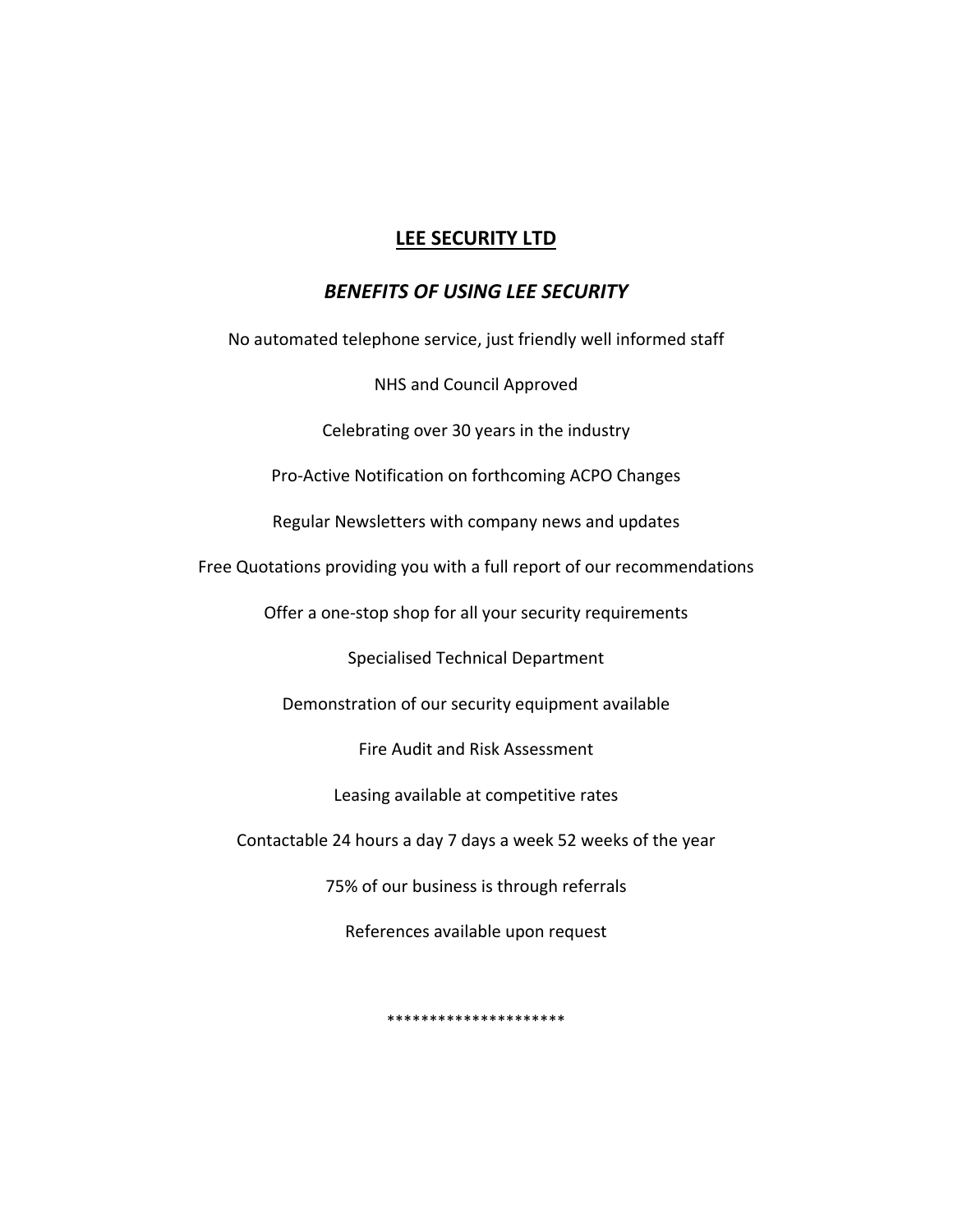# LEE SECURITY LTD

## *BENEFITS OF USING LEE SECURITY*

No automated telephone service, just friendly well informed staff

NHS and Council Approved

Celebrating over 30 years in the industry

Pro-Active Notification on forthcoming ACPO Changes

Regular Newsletters with company news and updates

Free Quotations providing you with a full report of our recommendations

Offer a one-stop shop for all your security requirements

Specialised Technical Department

Demonstration of our security equipment available

Fire Audit and Risk Assessment

Leasing available at competitive rates

Contactable 24 hours a day 7 days a week 52 weeks of the year

75% of our business is through referrals

References available upon request

*********************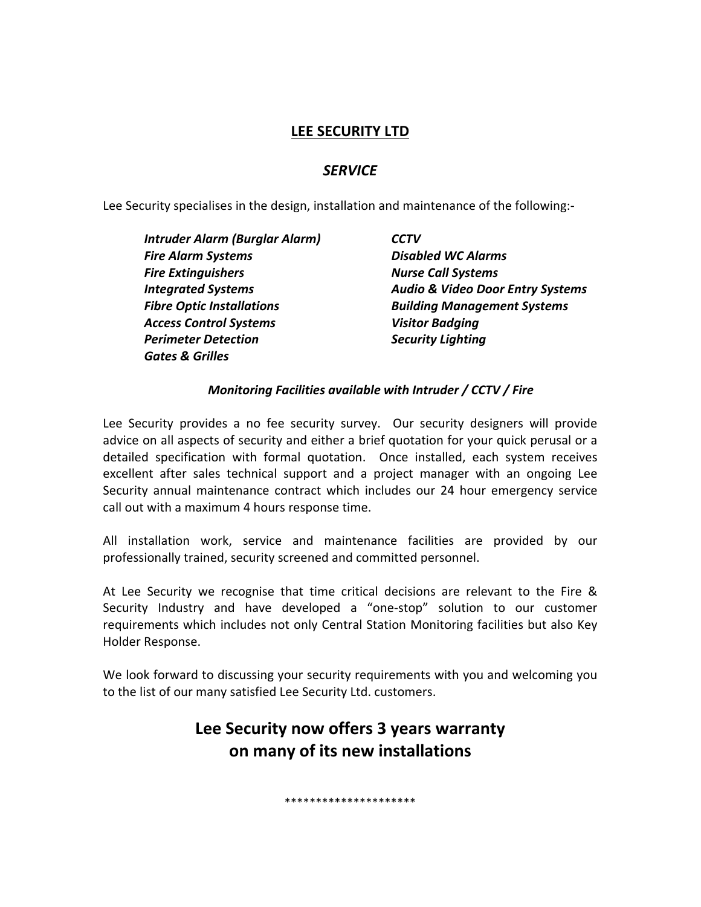# LEE SECURITY LTD

## *SERVICE*

Lee Security specialises in the design, installation and maintenance of the following:-

***Intruder Alarm (Burglar Alarm)***
***Fire Alarm Systems***
***Fire Extinguishers***
***Integrated Systems***
***Fibre Optic Installations***
***Access Control Systems***
***Perimeter Detection***
***Gates & Grilles***
***CCTV***
***Disabled WC Alarms***
***Nurse Call Systems***
***Audio & Video Door Entry Systems***
***Building Management Systems***
***Visitor Badging***
***Security Lighting***

***Monitoring Facilities available with Intruder / CCTV / Fire***

Lee Security provides a no fee security survey. Our security designers will provide advice on all aspects of security and either a brief quotation for your quick perusal or a detailed specification with formal quotation. Once installed, each system receives excellent after sales technical support and a project manager with an ongoing Lee Security annual maintenance contract which includes our 24 hour emergency service call out with a maximum 4 hours response time.

All installation work, service and maintenance facilities are provided by our professionally trained, security screened and committed personnel.

At Lee Security we recognise that time critical decisions are relevant to the Fire & Security Industry and have developed a "one-stop" solution to our customer requirements which includes not only Central Station Monitoring facilities but also Key Holder Response.

We look forward to discussing your security requirements with you and welcoming you to the list of our many satisfied Lee Security Ltd. customers.

**Lee Security now offers 3 years warranty on many of its new installations**

*********************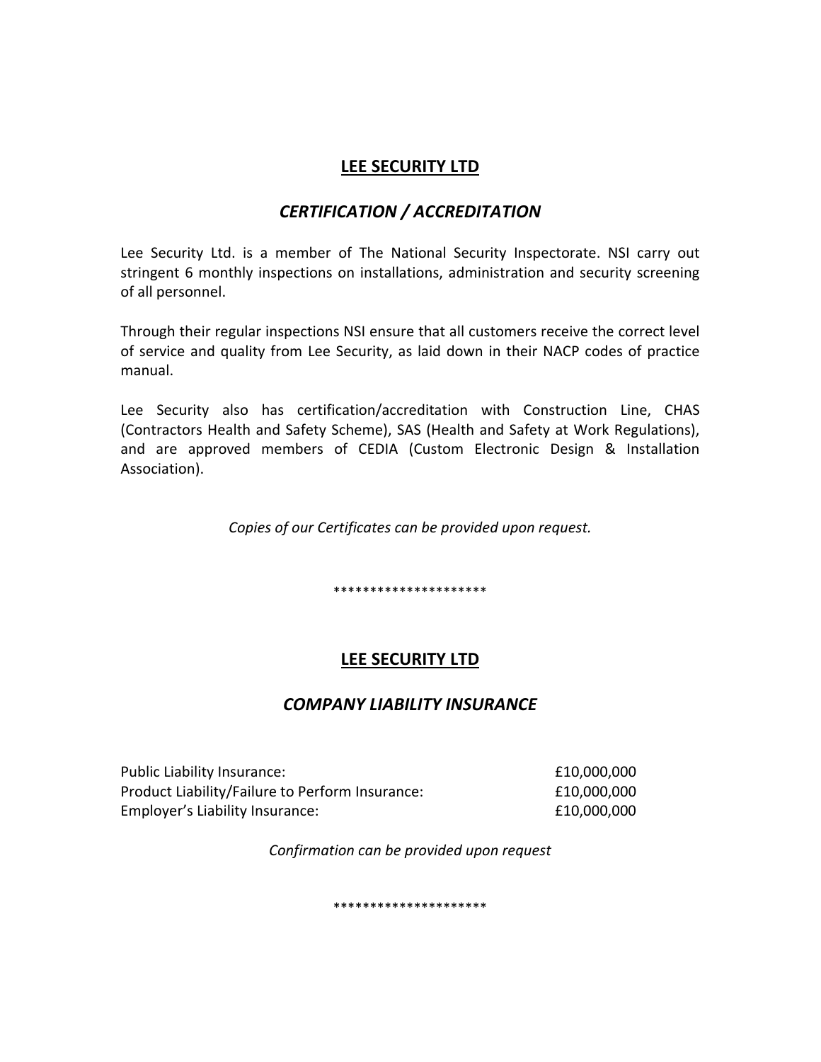## LEE SECURITY LTD

### *CERTIFICATION / ACCREDITATION*

Lee Security Ltd. is a member of The National Security Inspectorate. NSI carry out stringent 6 monthly inspections on installations, administration and security screening of all personnel.

Through their regular inspections NSI ensure that all customers receive the correct level of service and quality from Lee Security, as laid down in their NACP codes of practice manual.

Lee Security also has certification/accreditation with Construction Line, CHAS (Contractors Health and Safety Scheme), SAS (Health and Safety at Work Regulations), and are approved members of CEDIA (Custom Electronic Design & Installation Association).

*Copies of our Certificates can be provided upon request.*

*********************

## LEE SECURITY LTD

### *COMPANY LIABILITY INSURANCE*

| | |
|---|---|
| Public Liability Insurance: | £10,000,000 |
| Product Liability/Failure to Perform Insurance: | £10,000,000 |
| Employer's Liability Insurance: | £10,000,000 |

*Confirmation can be provided upon request*

*********************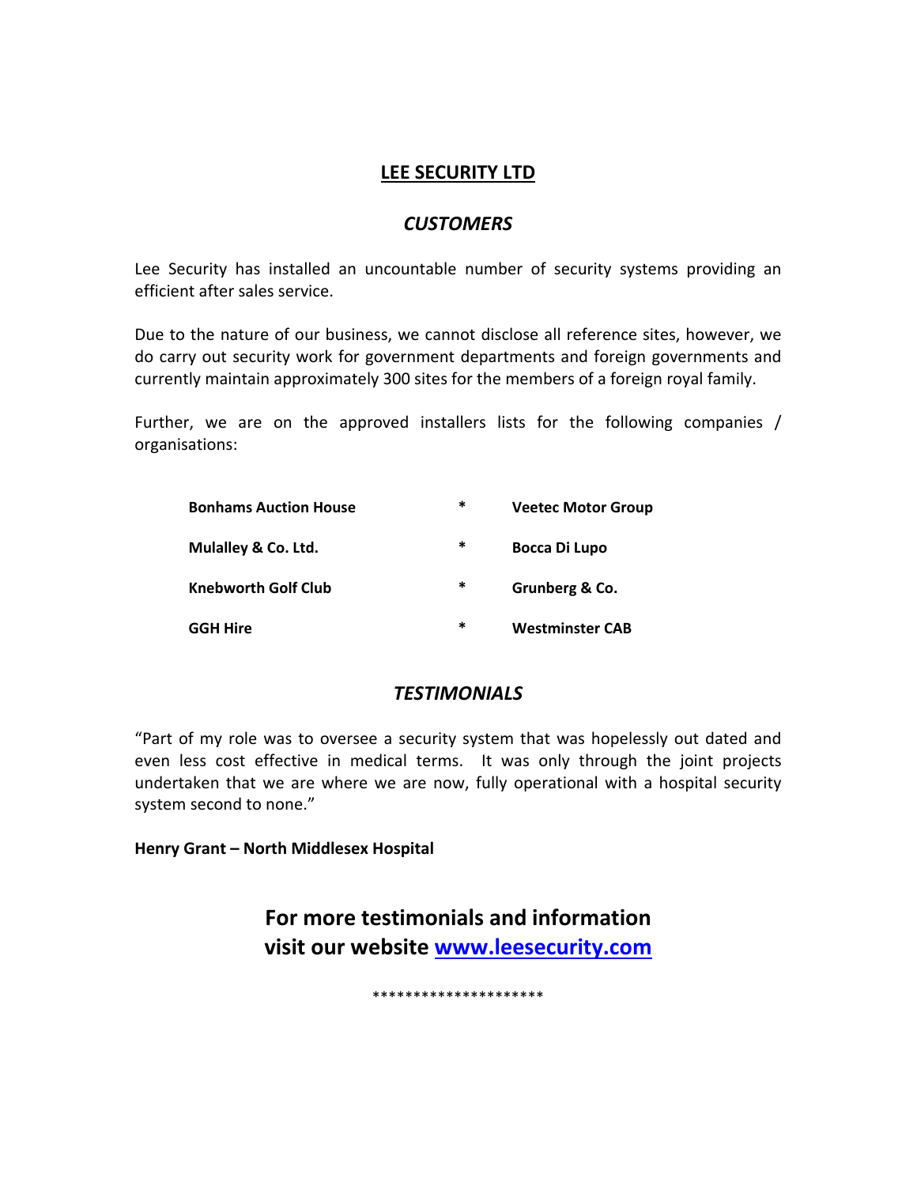# LEE SECURITY LTD

## *CUSTOMERS*

Lee Security has installed an uncountable number of security systems providing an efficient after sales service.

Due to the nature of our business, we cannot disclose all reference sites, however, we do carry out security work for government departments and foreign governments and currently maintain approximately 300 sites for the members of a foreign royal family.

Further, we are on the approved installers lists for the following companies / organisations:

| | | |
|---|---|---|
| **Bonhams Auction House** | * | **Veetec Motor Group** |
| **Mulalley & Co. Ltd.** | * | **Bocca Di Lupo** |
| **Knebworth Golf Club** | * | **Grunberg & Co.** |
| **GGH Hire** | * | **Westminster CAB** |

## *TESTIMONIALS*

"Part of my role was to oversee a security system that was hopelessly out dated and even less cost effective in medical terms. It was only through the joint projects undertaken that we are where we are now, fully operational with a hospital security system second to none."

**Henry Grant – North Middlesex Hospital**

**For more testimonials and information visit our website [www.leesecurity.com](http://www.leesecurity.com)**

*********************